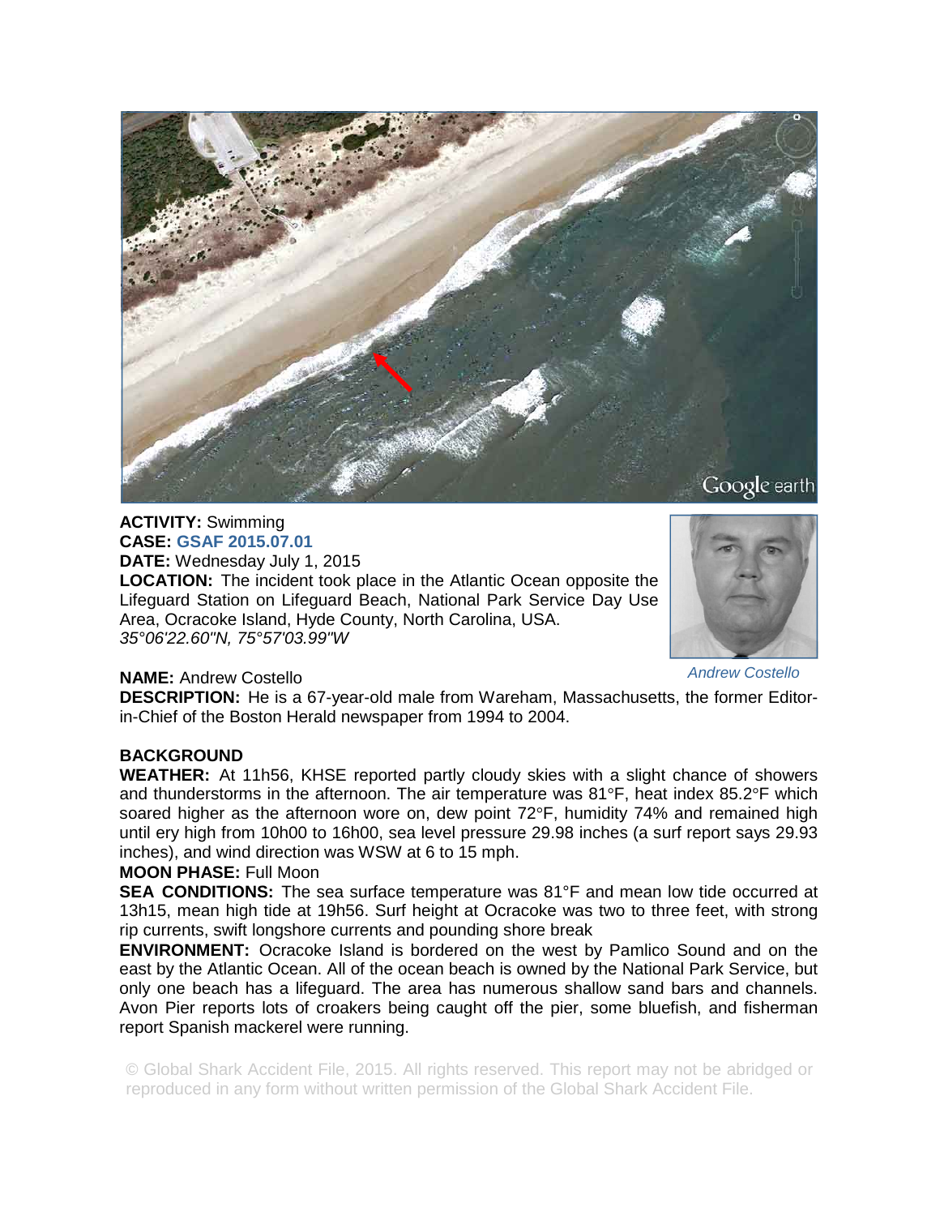**ACTIVITY:** Swimming
**CASE:** **GSAF 2015.07.01**
**DATE:** Wednesday July 1, 2015
**LOCATION:** The incident took place in the Atlantic Ocean opposite the Lifeguard Station on Lifeguard Beach, National Park Service Day Use Area, Ocracoke Island, Hyde County, North Carolina, USA.
*35°06'22.60"N, 75°57'03.99"W*

*Andrew Costello*

**NAME:** Andrew Costello
**DESCRIPTION:** He is a 67-year-old male from Wareham, Massachusetts, the former Editor-in-Chief of the Boston Herald newspaper from 1994 to 2004.

**BACKGROUND**
**WEATHER:** At 11h56, KHSE reported partly cloudy skies with a slight chance of showers and thunderstorms in the afternoon. The air temperature was 81°F, heat index 85.2°F which soared higher as the afternoon wore on, dew point 72°F, humidity 74% and remained high until ery high from 10h00 to 16h00, sea level pressure 29.98 inches (a surf report says 29.93 inches), and wind direction was WSW at 6 to 15 mph.
**MOON PHASE:** Full Moon
**SEA CONDITIONS:** The sea surface temperature was 81°F and mean low tide occurred at 13h15, mean high tide at 19h56. Surf height at Ocracoke was two to three feet, with strong rip currents, swift longshore currents and pounding shore break
**ENVIRONMENT:** Ocracoke Island is bordered on the west by Pamlico Sound and on the east by the Atlantic Ocean. All of the ocean beach is owned by the National Park Service, but only one beach has a lifeguard. The area has numerous shallow sand bars and channels. Avon Pier reports lots of croakers being caught off the pier, some bluefish, and fisherman report Spanish mackerel were running.

© Global Shark Accident File, 2015. All rights reserved. This report may not be abridged or reproduced in any form without written permission of the Global Shark Accident File.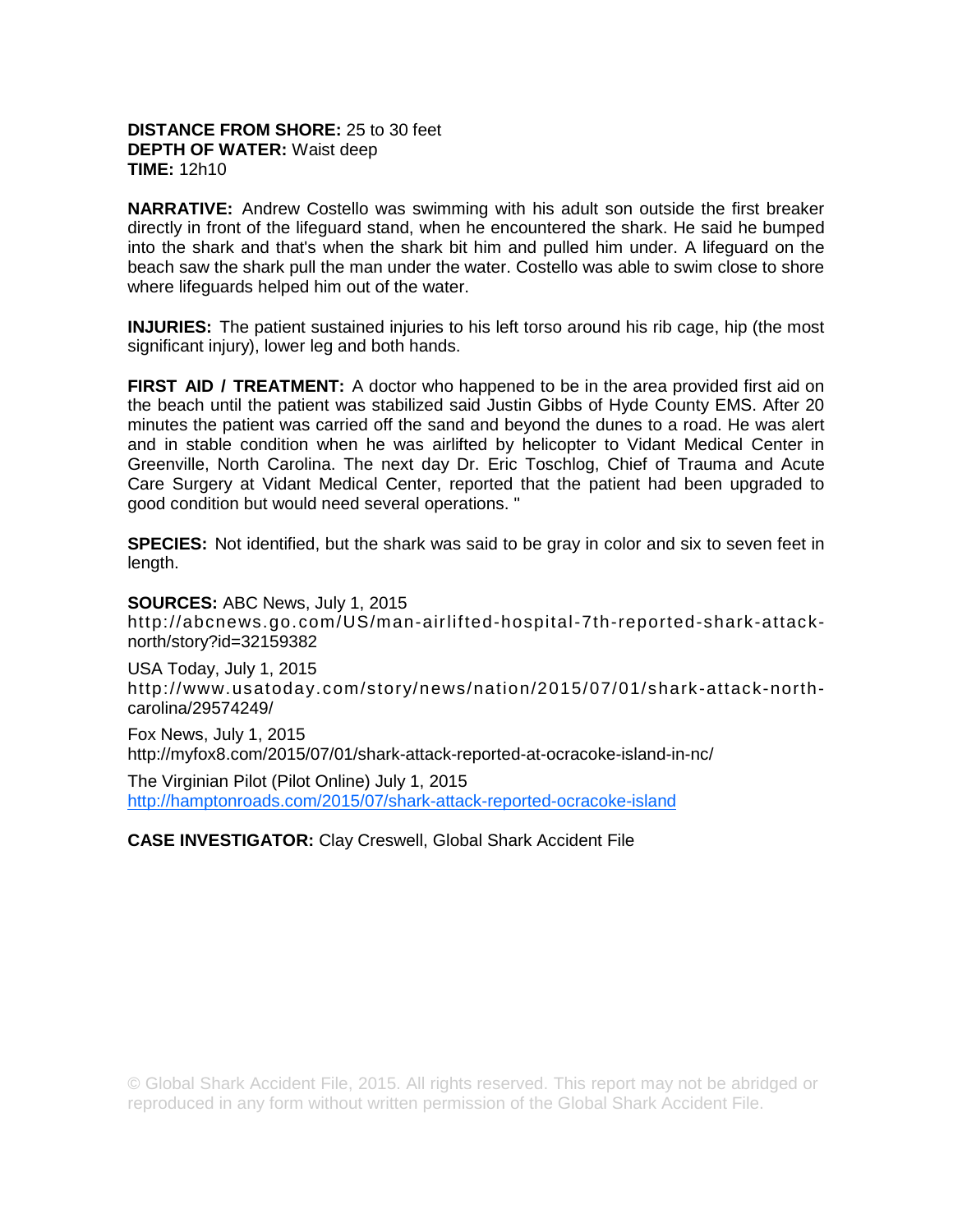**DISTANCE FROM SHORE:** 25 to 30 feet
**DEPTH OF WATER:** Waist deep
**TIME:** 12h10

**NARRATIVE:** Andrew Costello was swimming with his adult son outside the first breaker directly in front of the lifeguard stand, when he encountered the shark. He said he bumped into the shark and that's when the shark bit him and pulled him under. A lifeguard on the beach saw the shark pull the man under the water. Costello was able to swim close to shore where lifeguards helped him out of the water.

**INJURIES:** The patient sustained injuries to his left torso around his rib cage, hip (the most significant injury), lower leg and both hands.

**FIRST AID / TREATMENT:** A doctor who happened to be in the area provided first aid on the beach until the patient was stabilized said Justin Gibbs of Hyde County EMS. After 20 minutes the patient was carried off the sand and beyond the dunes to a road. He was alert and in stable condition when he was airlifted by helicopter to Vidant Medical Center in Greenville, North Carolina. The next day Dr. Eric Toschlog, Chief of Trauma and Acute Care Surgery at Vidant Medical Center, reported that the patient had been upgraded to good condition but would need several operations. "

**SPECIES:** Not identified, but the shark was said to be gray in color and six to seven feet in length.

**SOURCES:** ABC News, July 1, 2015
http://abcnews.go.com/US/man-airlifted-hospital-7th-reported-shark-attack-north/story?id=32159382

USA Today, July 1, 2015
http://www.usatoday.com/story/news/nation/2015/07/01/shark-attack-north-carolina/29574249/

Fox News, July 1, 2015
http://myfox8.com/2015/07/01/shark-attack-reported-at-ocracoke-island-in-nc/

The Virginian Pilot (Pilot Online) July 1, 2015
http://hamptonroads.com/2015/07/shark-attack-reported-ocracoke-island

**CASE INVESTIGATOR:** Clay Creswell, Global Shark Accident File

© Global Shark Accident File, 2015. All rights reserved. This report may not be abridged or reproduced in any form without written permission of the Global Shark Accident File.